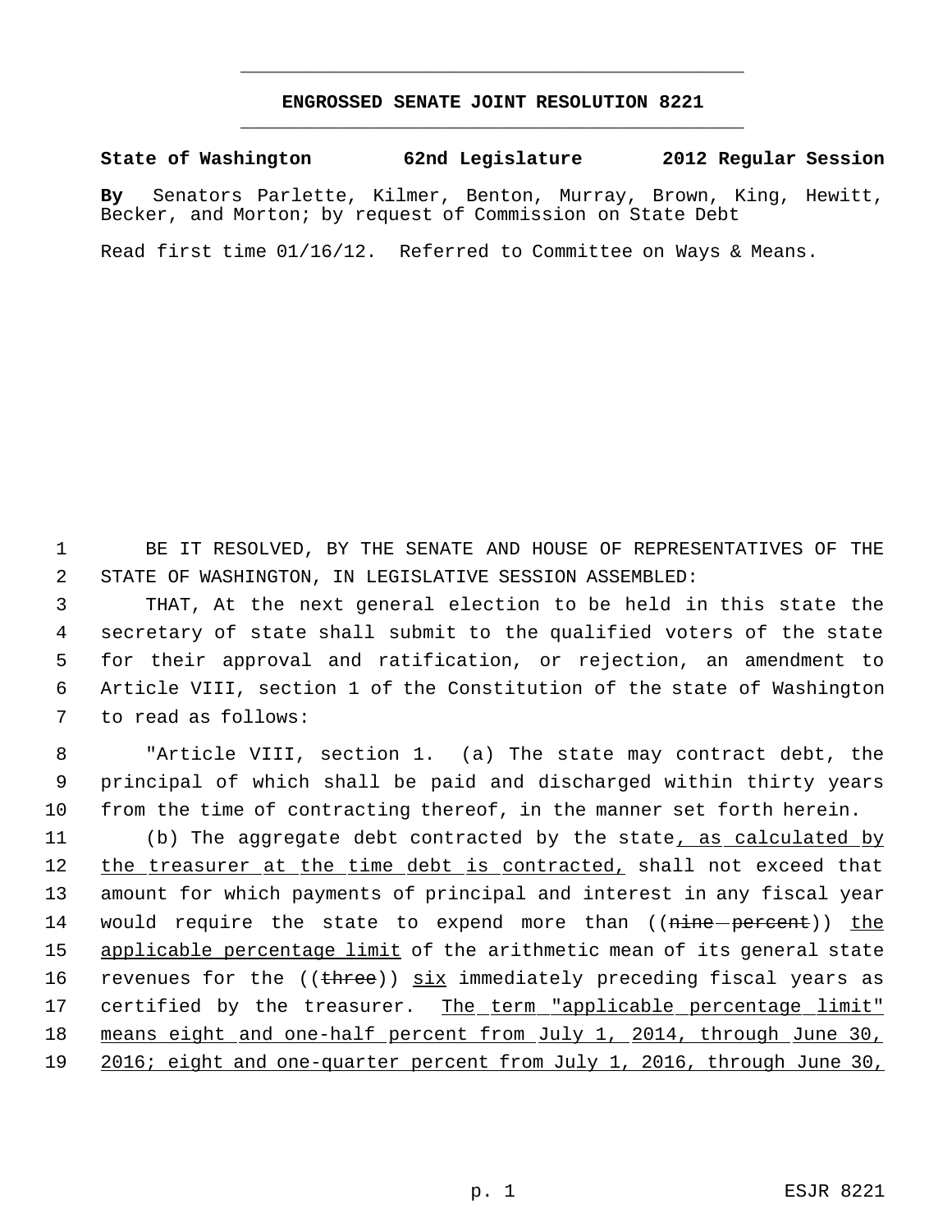# ENGROSSED SENATE JOINT RESOLUTION 8221

**State of Washington 62nd Legislature 2012 Regular Session**

**By** Senators Parlette, Kilmer, Benton, Murray, Brown, King, Hewitt, Becker, and Morton; by request of Commission on State Debt

Read first time 01/16/12. Referred to Committee on Ways & Means.

BE IT RESOLVED, BY THE SENATE AND HOUSE OF REPRESENTATIVES OF THE STATE OF WASHINGTON, IN LEGISLATIVE SESSION ASSEMBLED:

THAT, At the next general election to be held in this state the secretary of state shall submit to the qualified voters of the state for their approval and ratification, or rejection, an amendment to Article VIII, section 1 of the Constitution of the state of Washington to read as follows:

"Article VIII, section 1. (a) The state may contract debt, the principal of which shall be paid and discharged within thirty years from the time of contracting thereof, in the manner set forth herein.

(b) The aggregate debt contracted by the state, as calculated by the treasurer at the time debt is contracted, shall not exceed that amount for which payments of principal and interest in any fiscal year would require the state to expend more than ((~~nine percent~~)) the applicable percentage limit of the arithmetic mean of its general state revenues for the ((~~three~~)) six immediately preceding fiscal years as certified by the treasurer. The term "applicable percentage limit" means eight and one-half percent from July 1, 2014, through June 30, 2016; eight and one-quarter percent from July 1, 2016, through June 30,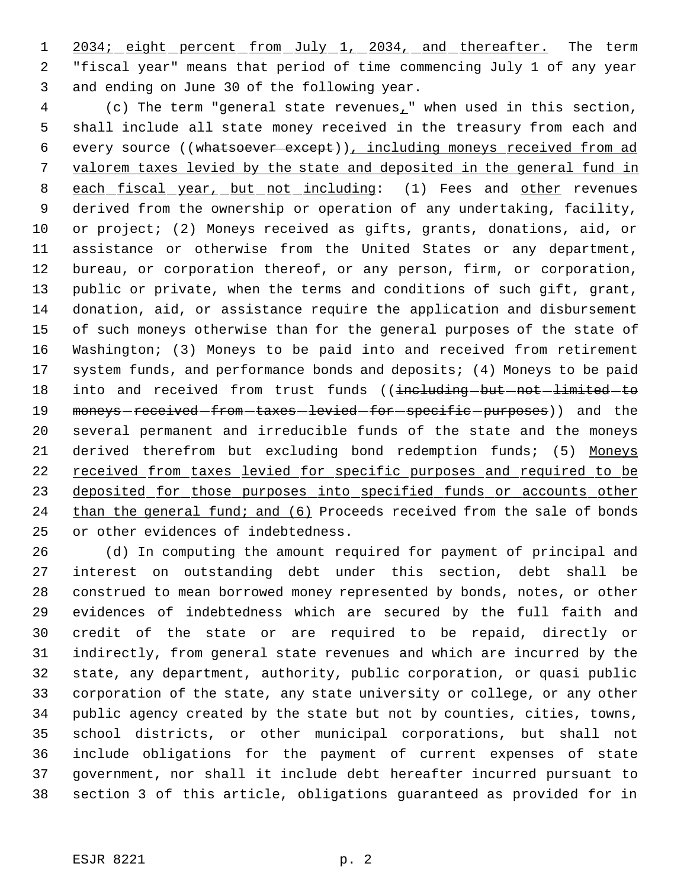2034; eight percent from July 1, 2034, and thereafter. The term "fiscal year" means that period of time commencing July 1 of any year and ending on June 30 of the following year.

(c) The term "general state revenues," when used in this section, shall include all state money received in the treasury from each and every source ((~~whatsoever except~~)), including moneys received from ad valorem taxes levied by the state and deposited in the general fund in each fiscal year, but not including: (1) Fees and other revenues derived from the ownership or operation of any undertaking, facility, or project; (2) Moneys received as gifts, grants, donations, aid, or assistance or otherwise from the United States or any department, bureau, or corporation thereof, or any person, firm, or corporation, public or private, when the terms and conditions of such gift, grant, donation, aid, or assistance require the application and disbursement of such moneys otherwise than for the general purposes of the state of Washington; (3) Moneys to be paid into and received from retirement system funds, and performance bonds and deposits; (4) Moneys to be paid into and received from trust funds ((~~including but not limited to moneys received from taxes levied for specific purposes~~)) and the several permanent and irreducible funds of the state and the moneys derived therefrom but excluding bond redemption funds; (5) Moneys received from taxes levied for specific purposes and required to be deposited for those purposes into specified funds or accounts other than the general fund; and (6) Proceeds received from the sale of bonds or other evidences of indebtedness.

(d) In computing the amount required for payment of principal and interest on outstanding debt under this section, debt shall be construed to mean borrowed money represented by bonds, notes, or other evidences of indebtedness which are secured by the full faith and credit of the state or are required to be repaid, directly or indirectly, from general state revenues and which are incurred by the state, any department, authority, public corporation, or quasi public corporation of the state, any state university or college, or any other public agency created by the state but not by counties, cities, towns, school districts, or other municipal corporations, but shall not include obligations for the payment of current expenses of state government, nor shall it include debt hereafter incurred pursuant to section 3 of this article, obligations guaranteed as provided for in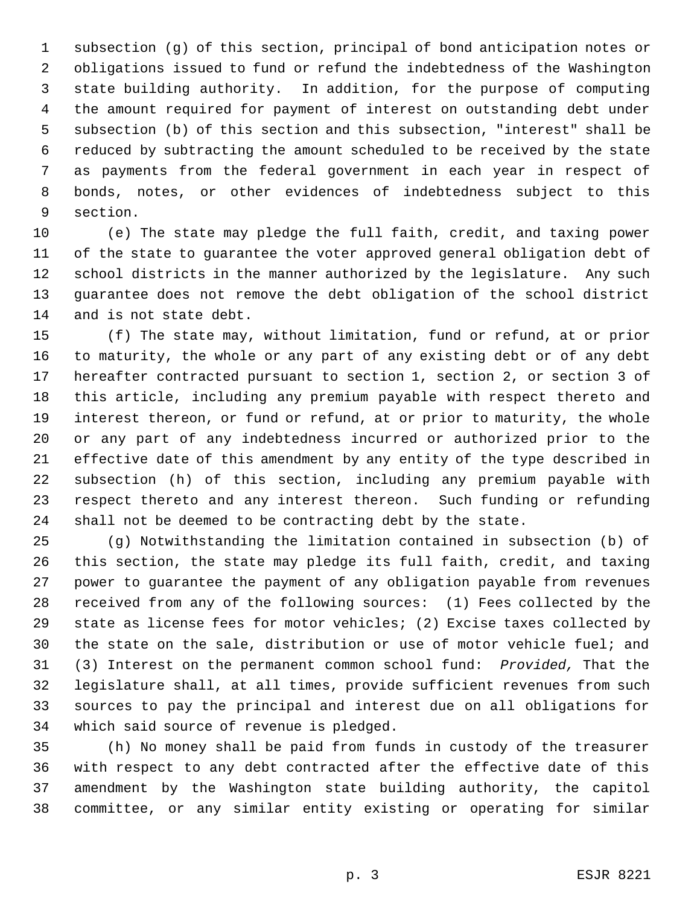subsection (g) of this section, principal of bond anticipation notes or obligations issued to fund or refund the indebtedness of the Washington state building authority. In addition, for the purpose of computing the amount required for payment of interest on outstanding debt under subsection (b) of this section and this subsection, "interest" shall be reduced by subtracting the amount scheduled to be received by the state as payments from the federal government in each year in respect of bonds, notes, or other evidences of indebtedness subject to this section.

(e) The state may pledge the full faith, credit, and taxing power of the state to guarantee the voter approved general obligation debt of school districts in the manner authorized by the legislature. Any such guarantee does not remove the debt obligation of the school district and is not state debt.

(f) The state may, without limitation, fund or refund, at or prior to maturity, the whole or any part of any existing debt or of any debt hereafter contracted pursuant to section 1, section 2, or section 3 of this article, including any premium payable with respect thereto and interest thereon, or fund or refund, at or prior to maturity, the whole or any part of any indebtedness incurred or authorized prior to the effective date of this amendment by any entity of the type described in subsection (h) of this section, including any premium payable with respect thereto and any interest thereon. Such funding or refunding shall not be deemed to be contracting debt by the state.

(g) Notwithstanding the limitation contained in subsection (b) of this section, the state may pledge its full faith, credit, and taxing power to guarantee the payment of any obligation payable from revenues received from any of the following sources: (1) Fees collected by the state as license fees for motor vehicles; (2) Excise taxes collected by the state on the sale, distribution or use of motor vehicle fuel; and (3) Interest on the permanent common school fund: *Provided,* That the legislature shall, at all times, provide sufficient revenues from such sources to pay the principal and interest due on all obligations for which said source of revenue is pledged.

(h) No money shall be paid from funds in custody of the treasurer with respect to any debt contracted after the effective date of this amendment by the Washington state building authority, the capitol committee, or any similar entity existing or operating for similar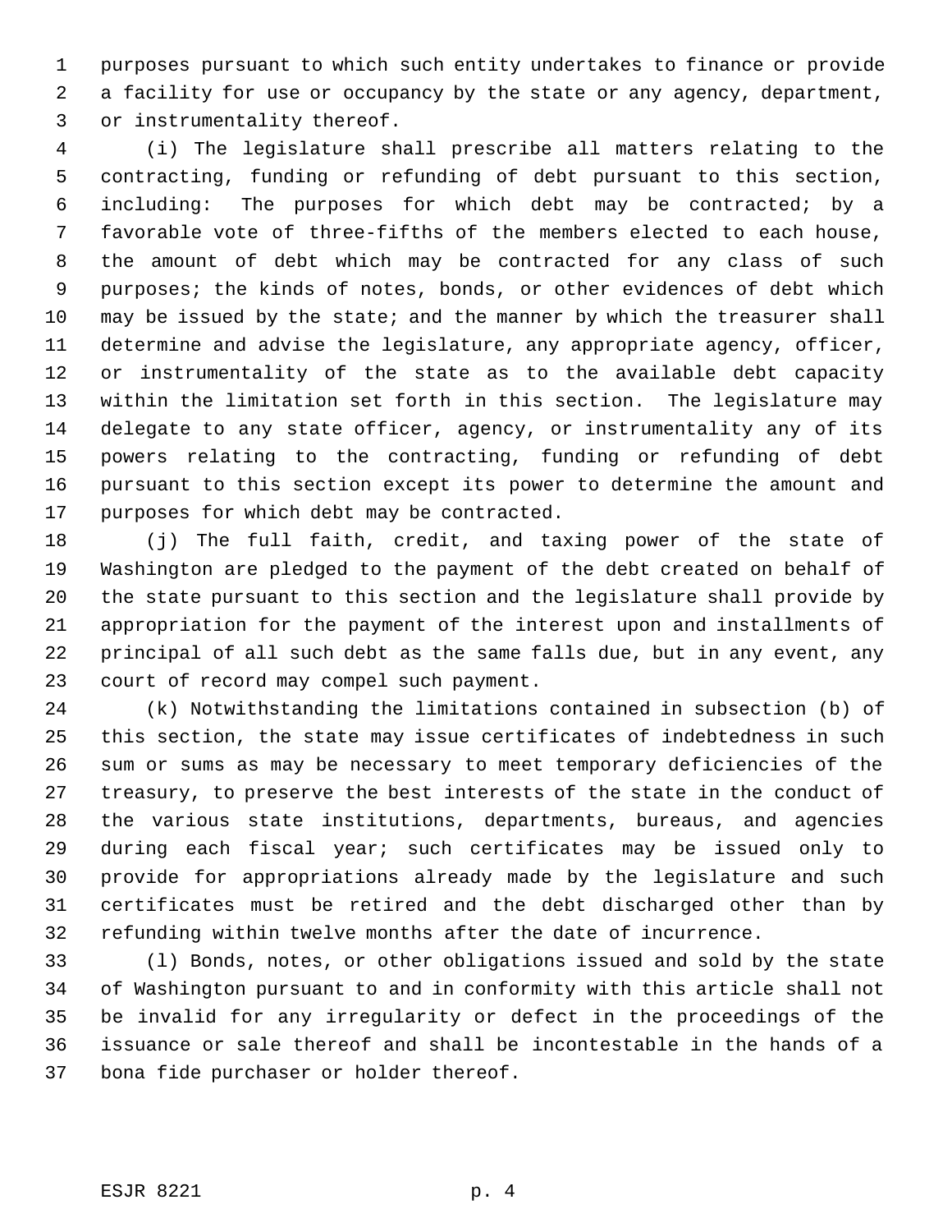purposes pursuant to which such entity undertakes to finance or provide a facility for use or occupancy by the state or any agency, department, or instrumentality thereof.

(i) The legislature shall prescribe all matters relating to the contracting, funding or refunding of debt pursuant to this section, including: The purposes for which debt may be contracted; by a favorable vote of three-fifths of the members elected to each house, the amount of debt which may be contracted for any class of such purposes; the kinds of notes, bonds, or other evidences of debt which may be issued by the state; and the manner by which the treasurer shall determine and advise the legislature, any appropriate agency, officer, or instrumentality of the state as to the available debt capacity within the limitation set forth in this section. The legislature may delegate to any state officer, agency, or instrumentality any of its powers relating to the contracting, funding or refunding of debt pursuant to this section except its power to determine the amount and purposes for which debt may be contracted.

(j) The full faith, credit, and taxing power of the state of Washington are pledged to the payment of the debt created on behalf of the state pursuant to this section and the legislature shall provide by appropriation for the payment of the interest upon and installments of principal of all such debt as the same falls due, but in any event, any court of record may compel such payment.

(k) Notwithstanding the limitations contained in subsection (b) of this section, the state may issue certificates of indebtedness in such sum or sums as may be necessary to meet temporary deficiencies of the treasury, to preserve the best interests of the state in the conduct of the various state institutions, departments, bureaus, and agencies during each fiscal year; such certificates may be issued only to provide for appropriations already made by the legislature and such certificates must be retired and the debt discharged other than by refunding within twelve months after the date of incurrence.

(l) Bonds, notes, or other obligations issued and sold by the state of Washington pursuant to and in conformity with this article shall not be invalid for any irregularity or defect in the proceedings of the issuance or sale thereof and shall be incontestable in the hands of a bona fide purchaser or holder thereof.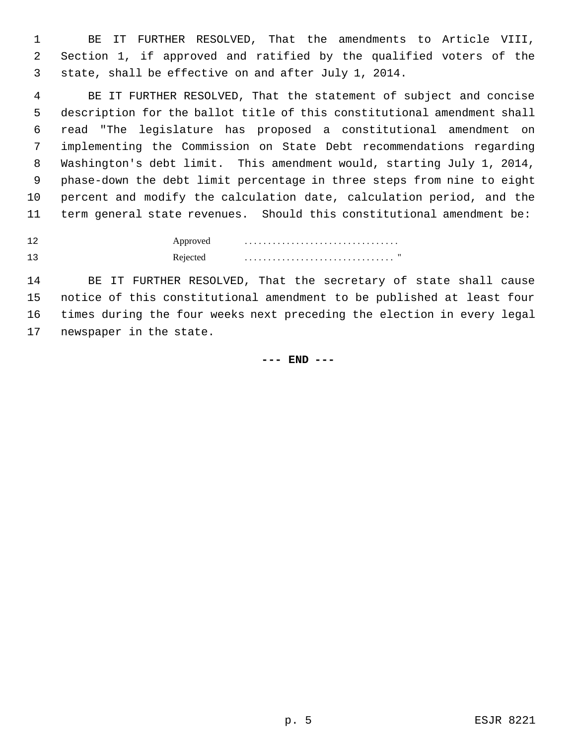BE IT FURTHER RESOLVED, That the amendments to Article VIII, Section 1, if approved and ratified by the qualified voters of the state, shall be effective on and after July 1, 2014.

BE IT FURTHER RESOLVED, That the statement of subject and concise description for the ballot title of this constitutional amendment shall read "The legislature has proposed a constitutional amendment on implementing the Commission on State Debt recommendations regarding Washington's debt limit. This amendment would, starting July 1, 2014, phase-down the debt limit percentage in three steps from nine to eight percent and modify the calculation date, calculation period, and the term general state revenues. Should this constitutional amendment be:

Approved . . . . . . . . . . . . . . . . . . . . . . . . . . . . . . . .

Rejected . . . . . . . . . . . . . . . . . . . . . . . . . . . . . . . "

BE IT FURTHER RESOLVED, That the secretary of state shall cause notice of this constitutional amendment to be published at least four times during the four weeks next preceding the election in every legal newspaper in the state.

**--- END ---**